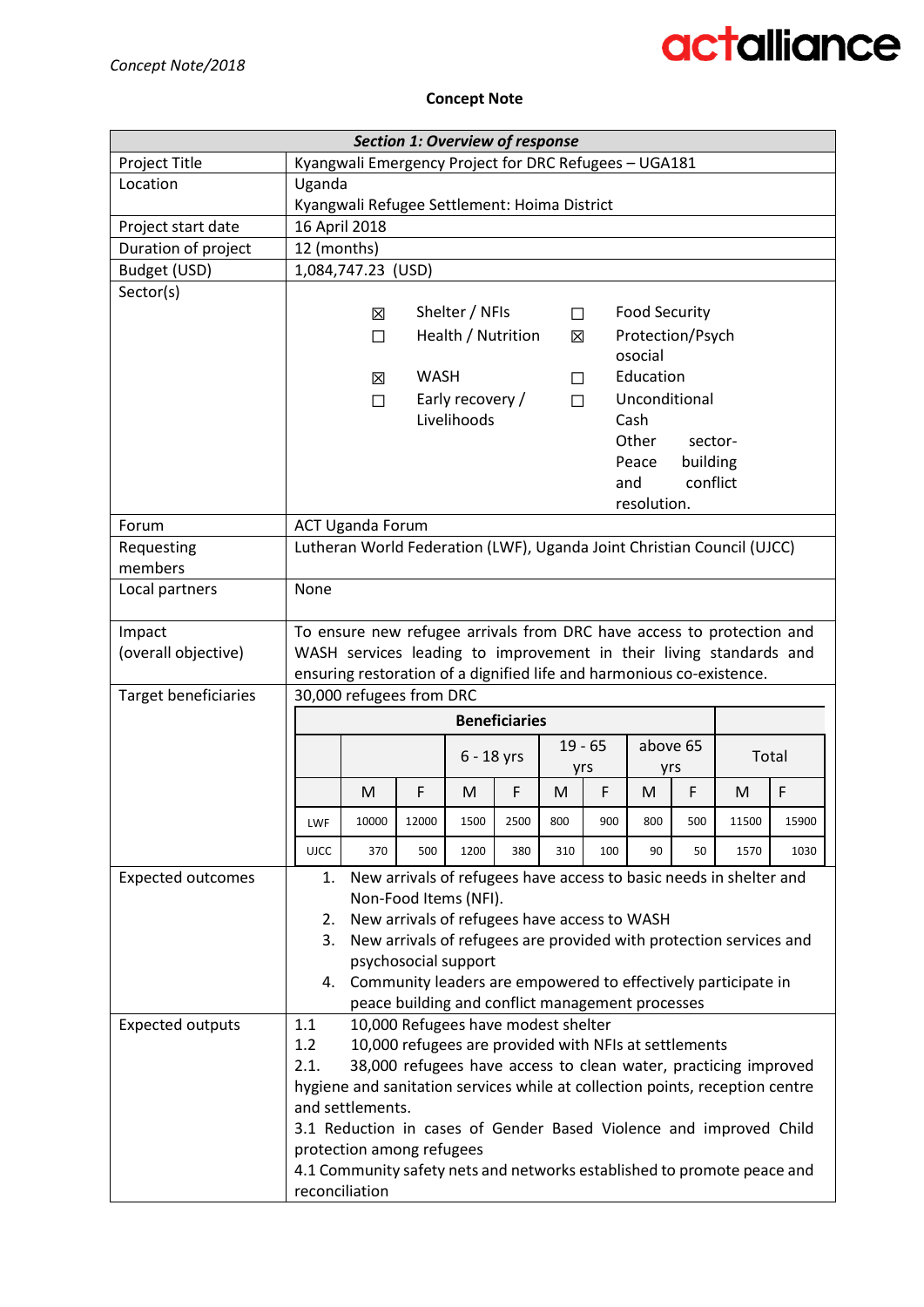*Concept Note/2018*

actalliance

**Concept Note**

| ***Section 1: Overview of response*** | |
|---|---|
| Project Title | Kyangwali Emergency Project for DRC Refugees – UGA181 |
| Location | Uganda<br>Kyangwali Refugee Settlement: Hoima District |
| Project start date | 16 April 2018 |
| Duration of project | 12 (months) |
| Budget (USD) | 1,084,747.23 (USD) |
| Sector(s) | ☒ Shelter / NFIs<br>☐ Health / Nutrition<br>☒ WASH<br>☐ Early recovery / Livelihoods<br>☐ Food Security<br>☒ Protection/Psychosocial<br>☐ Education<br>☐ Unconditional Cash<br>Other sector- Peace building and conflict resolution. |
| Forum | ACT Uganda Forum |
| Requesting members | Lutheran World Federation (LWF), Uganda Joint Christian Council (UJCC) |
| Local partners | None |
| Impact (overall objective) | To ensure new refugee arrivals from DRC have access to protection and WASH services leading to improvement in their living standards and ensuring restoration of a dignified life and harmonious co-existence. |
| Target beneficiaries | 30,000 refugees from DRC |

**Beneficiaries**

| | | | 6 - 18 yrs | | 19 - 65 yrs | | above 65 yrs | | Total | |
|---|---|---|---|---|---|---|---|---|---|---|
| | M | F | M | F | M | F | M | F | M | F |
| LWF | 10000 | 12000 | 1500 | 2500 | 800 | 900 | 800 | 500 | 11500 | 15900 |
| UJCC | 370 | 500 | 1200 | 380 | 310 | 100 | 90 | 50 | 1570 | 1030 |

| | |
|---|---|
| Expected outcomes | 1. New arrivals of refugees have access to basic needs in shelter and Non-Food Items (NFI).<br>2. New arrivals of refugees have access to WASH<br>3. New arrivals of refugees are provided with protection services and psychosocial support<br>4. Community leaders are empowered to effectively participate in peace building and conflict management processes |
| Expected outputs | 1.1 10,000 Refugees have modest shelter<br>1.2 10,000 refugees are provided with NFIs at settlements<br>2.1. 38,000 refugees have access to clean water, practicing improved hygiene and sanitation services while at collection points, reception centre and settlements.<br>3.1 Reduction in cases of Gender Based Violence and improved Child protection among refugees<br>4.1 Community safety nets and networks established to promote peace and reconciliation |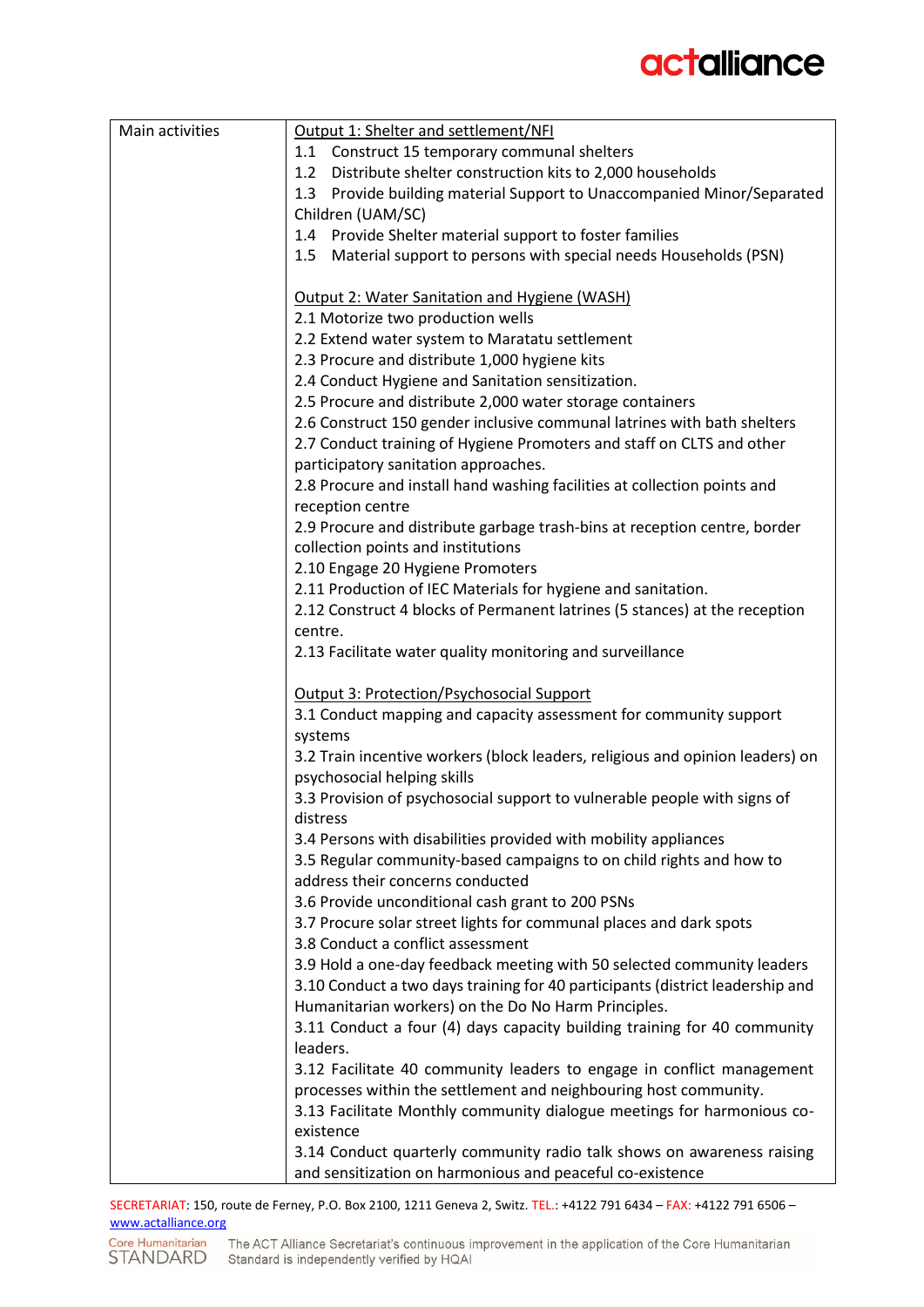| Main activities | Output 1: Shelter and settlement/NFI<br>1.1 Construct 15 temporary communal shelters<br>1.2 Distribute shelter construction kits to 2,000 households<br>1.3 Provide building material Support to Unaccompanied Minor/Separated Children (UAM/SC)<br>1.4 Provide Shelter material support to foster families<br>1.5 Material support to persons with special needs Households (PSN)<br><br>Output 2: Water Sanitation and Hygiene (WASH)<br>2.1 Motorize two production wells<br>2.2 Extend water system to Maratatu settlement<br>2.3 Procure and distribute 1,000 hygiene kits<br>2.4 Conduct Hygiene and Sanitation sensitization.<br>2.5 Procure and distribute 2,000 water storage containers<br>2.6 Construct 150 gender inclusive communal latrines with bath shelters<br>2.7 Conduct training of Hygiene Promoters and staff on CLTS and other participatory sanitation approaches.<br>2.8 Procure and install hand washing facilities at collection points and reception centre<br>2.9 Procure and distribute garbage trash-bins at reception centre, border collection points and institutions<br>2.10 Engage 20 Hygiene Promoters<br>2.11 Production of IEC Materials for hygiene and sanitation.<br>2.12 Construct 4 blocks of Permanent latrines (5 stances) at the reception centre.<br>2.13 Facilitate water quality monitoring and surveillance<br><br>Output 3: Protection/Psychosocial Support<br>3.1 Conduct mapping and capacity assessment for community support systems<br>3.2 Train incentive workers (block leaders, religious and opinion leaders) on psychosocial helping skills<br>3.3 Provision of psychosocial support to vulnerable people with signs of distress<br>3.4 Persons with disabilities provided with mobility appliances<br>3.5 Regular community-based campaigns to on child rights and how to address their concerns conducted<br>3.6 Provide unconditional cash grant to 200 PSNs<br>3.7 Procure solar street lights for communal places and dark spots<br>3.8 Conduct a conflict assessment<br>3.9 Hold a one-day feedback meeting with 50 selected community leaders<br>3.10 Conduct a two days training for 40 participants (district leadership and Humanitarian workers) on the Do No Harm Principles.<br>3.11 Conduct a four (4) days capacity building training for 40 community leaders.<br>3.12 Facilitate 40 community leaders to engage in conflict management processes within the settlement and neighbouring host community.<br>3.13 Facilitate Monthly community dialogue meetings for harmonious co-existence<br>3.14 Conduct quarterly community radio talk shows on awareness raising and sensitization on harmonious and peaceful co-existence |
|---|---|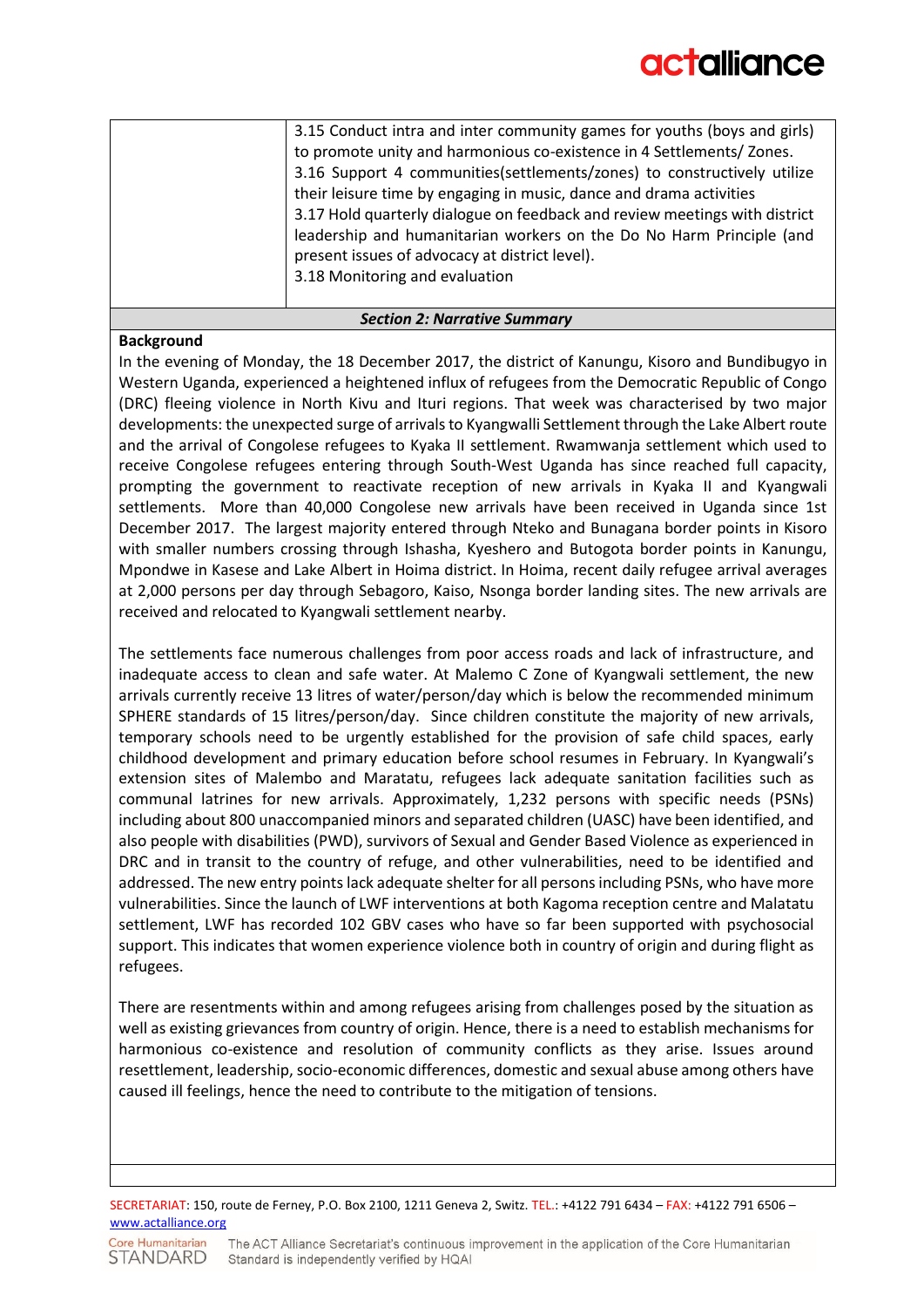| | |
|---|---|
| | 3.15 Conduct intra and inter community games for youths (boys and girls) to promote unity and harmonious co-existence in 4 Settlements/ Zones.<br>3.16 Support 4 communities(settlements/zones) to constructively utilize their leisure time by engaging in music, dance and drama activities<br>3.17 Hold quarterly dialogue on feedback and review meetings with district leadership and humanitarian workers on the Do No Harm Principle (and present issues of advocacy at district level).<br>3.18 Monitoring and evaluation |

***Section 2: Narrative Summary***

**Background**

In the evening of Monday, the 18 December 2017, the district of Kanungu, Kisoro and Bundibugyo in Western Uganda, experienced a heightened influx of refugees from the Democratic Republic of Congo (DRC) fleeing violence in North Kivu and Ituri regions. That week was characterised by two major developments: the unexpected surge of arrivals to Kyangwalli Settlement through the Lake Albert route and the arrival of Congolese refugees to Kyaka II settlement. Rwamwanja settlement which used to receive Congolese refugees entering through South-West Uganda has since reached full capacity, prompting the government to reactivate reception of new arrivals in Kyaka II and Kyangwali settlements. More than 40,000 Congolese new arrivals have been received in Uganda since 1st December 2017. The largest majority entered through Nteko and Bunagana border points in Kisoro with smaller numbers crossing through Ishasha, Kyeshero and Butogota border points in Kanungu, Mpondwe in Kasese and Lake Albert in Hoima district. In Hoima, recent daily refugee arrival averages at 2,000 persons per day through Sebagoro, Kaiso, Nsonga border landing sites. The new arrivals are received and relocated to Kyangwali settlement nearby.

The settlements face numerous challenges from poor access roads and lack of infrastructure, and inadequate access to clean and safe water. At Malemo C Zone of Kyangwali settlement, the new arrivals currently receive 13 litres of water/person/day which is below the recommended minimum SPHERE standards of 15 litres/person/day. Since children constitute the majority of new arrivals, temporary schools need to be urgently established for the provision of safe child spaces, early childhood development and primary education before school resumes in February. In Kyangwali's extension sites of Malembo and Maratatu, refugees lack adequate sanitation facilities such as communal latrines for new arrivals. Approximately, 1,232 persons with specific needs (PSNs) including about 800 unaccompanied minors and separated children (UASC) have been identified, and also people with disabilities (PWD), survivors of Sexual and Gender Based Violence as experienced in DRC and in transit to the country of refuge, and other vulnerabilities, need to be identified and addressed. The new entry points lack adequate shelter for all persons including PSNs, who have more vulnerabilities. Since the launch of LWF interventions at both Kagoma reception centre and Malatatu settlement, LWF has recorded 102 GBV cases who have so far been supported with psychosocial support. This indicates that women experience violence both in country of origin and during flight as refugees.

There are resentments within and among refugees arising from challenges posed by the situation as well as existing grievances from country of origin. Hence, there is a need to establish mechanisms for harmonious co-existence and resolution of community conflicts as they arise. Issues around resettlement, leadership, socio-economic differences, domestic and sexual abuse among others have caused ill feelings, hence the need to contribute to the mitigation of tensions.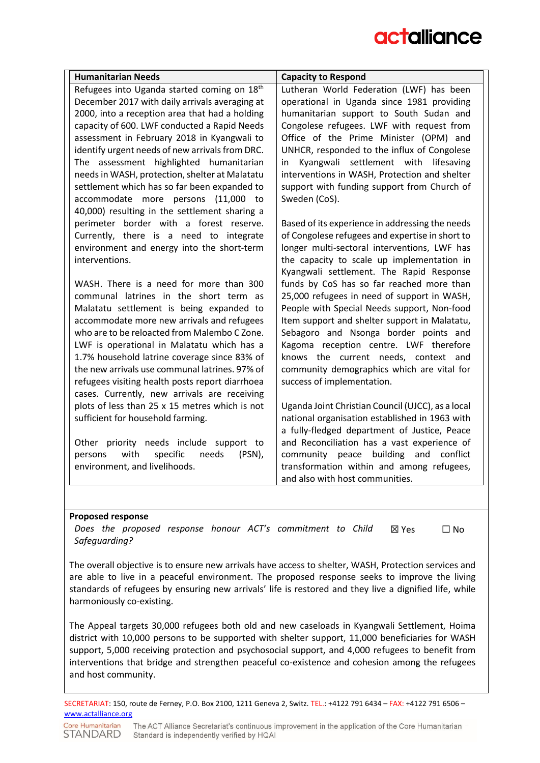| Humanitarian Needs | Capacity to Respond |
|---|---|
| Refugees into Uganda started coming on 18th December 2017 with daily arrivals averaging at 2000, into a reception area that had a holding capacity of 600. LWF conducted a Rapid Needs assessment in February 2018 in Kyangwali to identify urgent needs of new arrivals from DRC. The assessment highlighted humanitarian needs in WASH, protection, shelter at Malatatu settlement which has so far been expanded to accommodate more persons (11,000 to 40,000) resulting in the settlement sharing a perimeter border with a forest reserve. Currently, there is a need to integrate environment and energy into the short-term interventions.<br><br>WASH. There is a need for more than 300 communal latrines in the short term as Malatatu settlement is being expanded to accommodate more new arrivals and refugees who are to be reloacted from Malembo C Zone. LWF is operational in Malatatu which has a 1.7% household latrine coverage since 83% of the new arrivals use communal latrines. 97% of refugees visiting health posts report diarrhoea cases. Currently, new arrivals are receiving plots of less than 25 x 15 metres which is not sufficient for household farming.<br><br>Other priority needs include support to persons with specific needs (PSN), environment, and livelihoods. | Lutheran World Federation (LWF) has been operational in Uganda since 1981 providing humanitarian support to South Sudan and Congolese refugees. LWF with request from Office of the Prime Minister (OPM) and UNHCR, responded to the influx of Congolese in Kyangwali settlement with lifesaving interventions in WASH, Protection and shelter support with funding support from Church of Sweden (CoS).<br><br>Based of its experience in addressing the needs of Congolese refugees and expertise in short to longer multi-sectoral interventions, LWF has the capacity to scale up implementation in Kyangwali settlement. The Rapid Response funds by CoS has so far reached more than 25,000 refugees in need of support in WASH, People with Special Needs support, Non-food Item support and shelter support in Malatatu, Sebagoro and Nsonga border points and Kagoma reception centre. LWF therefore knows the current needs, context and community demographics which are vital for success of implementation.<br><br>Uganda Joint Christian Council (UJCC), as a local national organisation established in 1963 with a fully-fledged department of Justice, Peace and Reconciliation has a vast experience of community peace building and conflict transformation within and among refugees, and also with host communities. |

**Proposed response**

*Does the proposed response honour ACT's commitment to Child Safeguarding?* ☒ Yes ☐ No

The overall objective is to ensure new arrivals have access to shelter, WASH, Protection services and are able to live in a peaceful environment. The proposed response seeks to improve the living standards of refugees by ensuring new arrivals' life is restored and they live a dignified life, while harmoniously co-existing.

The Appeal targets 30,000 refugees both old and new caseloads in Kyangwali Settlement, Hoima district with 10,000 persons to be supported with shelter support, 11,000 beneficiaries for WASH support, 5,000 receiving protection and psychosocial support, and 4,000 refugees to benefit from interventions that bridge and strengthen peaceful co-existence and cohesion among the refugees and host community.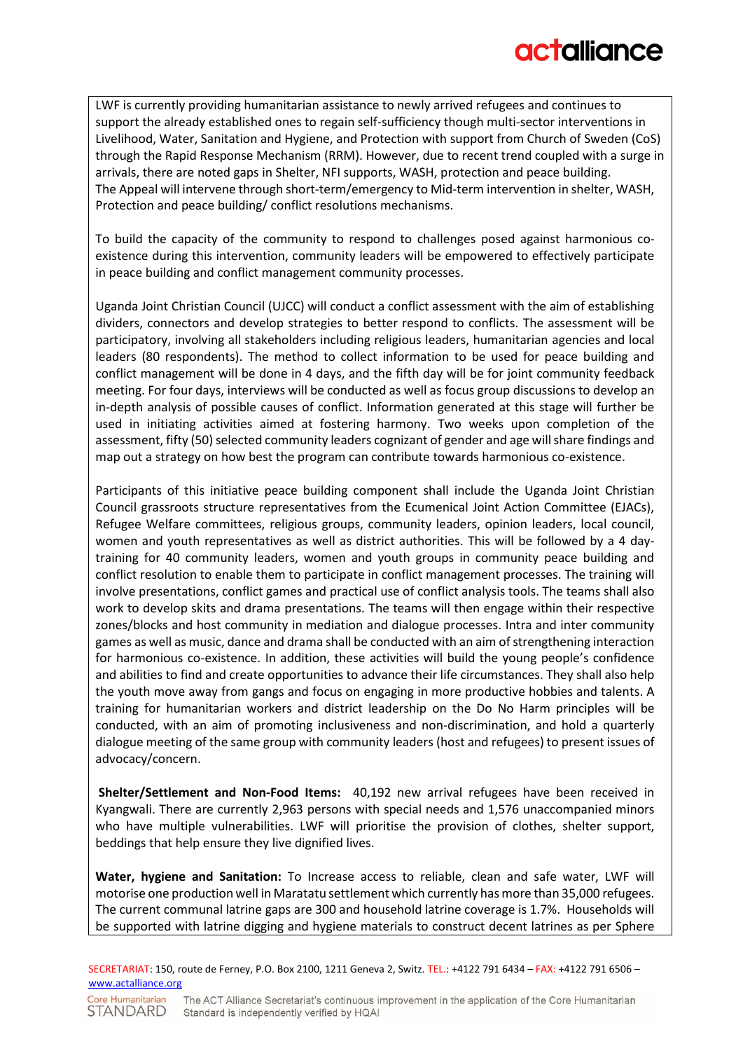LWF is currently providing humanitarian assistance to newly arrived refugees and continues to support the already established ones to regain self-sufficiency though multi-sector interventions in Livelihood, Water, Sanitation and Hygiene, and Protection with support from Church of Sweden (CoS) through the Rapid Response Mechanism (RRM). However, due to recent trend coupled with a surge in arrivals, there are noted gaps in Shelter, NFI supports, WASH, protection and peace building.
The Appeal will intervene through short-term/emergency to Mid-term intervention in shelter, WASH, Protection and peace building/ conflict resolutions mechanisms.

To build the capacity of the community to respond to challenges posed against harmonious co-existence during this intervention, community leaders will be empowered to effectively participate in peace building and conflict management community processes.

Uganda Joint Christian Council (UJCC) will conduct a conflict assessment with the aim of establishing dividers, connectors and develop strategies to better respond to conflicts. The assessment will be participatory, involving all stakeholders including religious leaders, humanitarian agencies and local leaders (80 respondents). The method to collect information to be used for peace building and conflict management will be done in 4 days, and the fifth day will be for joint community feedback meeting. For four days, interviews will be conducted as well as focus group discussions to develop an in-depth analysis of possible causes of conflict. Information generated at this stage will further be used in initiating activities aimed at fostering harmony. Two weeks upon completion of the assessment, fifty (50) selected community leaders cognizant of gender and age will share findings and map out a strategy on how best the program can contribute towards harmonious co-existence.

Participants of this initiative peace building component shall include the Uganda Joint Christian Council grassroots structure representatives from the Ecumenical Joint Action Committee (EJACs), Refugee Welfare committees, religious groups, community leaders, opinion leaders, local council, women and youth representatives as well as district authorities. This will be followed by a 4 day-training for 40 community leaders, women and youth groups in community peace building and conflict resolution to enable them to participate in conflict management processes. The training will involve presentations, conflict games and practical use of conflict analysis tools. The teams shall also work to develop skits and drama presentations. The teams will then engage within their respective zones/blocks and host community in mediation and dialogue processes. Intra and inter community games as well as music, dance and drama shall be conducted with an aim of strengthening interaction for harmonious co-existence. In addition, these activities will build the young people's confidence and abilities to find and create opportunities to advance their life circumstances. They shall also help the youth move away from gangs and focus on engaging in more productive hobbies and talents. A training for humanitarian workers and district leadership on the Do No Harm principles will be conducted, with an aim of promoting inclusiveness and non-discrimination, and hold a quarterly dialogue meeting of the same group with community leaders (host and refugees) to present issues of advocacy/concern.

**Shelter/Settlement and Non-Food Items:** 40,192 new arrival refugees have been received in Kyangwali. There are currently 2,963 persons with special needs and 1,576 unaccompanied minors who have multiple vulnerabilities. LWF will prioritise the provision of clothes, shelter support, beddings that help ensure they live dignified lives.

**Water, hygiene and Sanitation:** To Increase access to reliable, clean and safe water, LWF will motorise one production well in Maratatu settlement which currently has more than 35,000 refugees. The current communal latrine gaps are 300 and household latrine coverage is 1.7%. Households will be supported with latrine digging and hygiene materials to construct decent latrines as per Sphere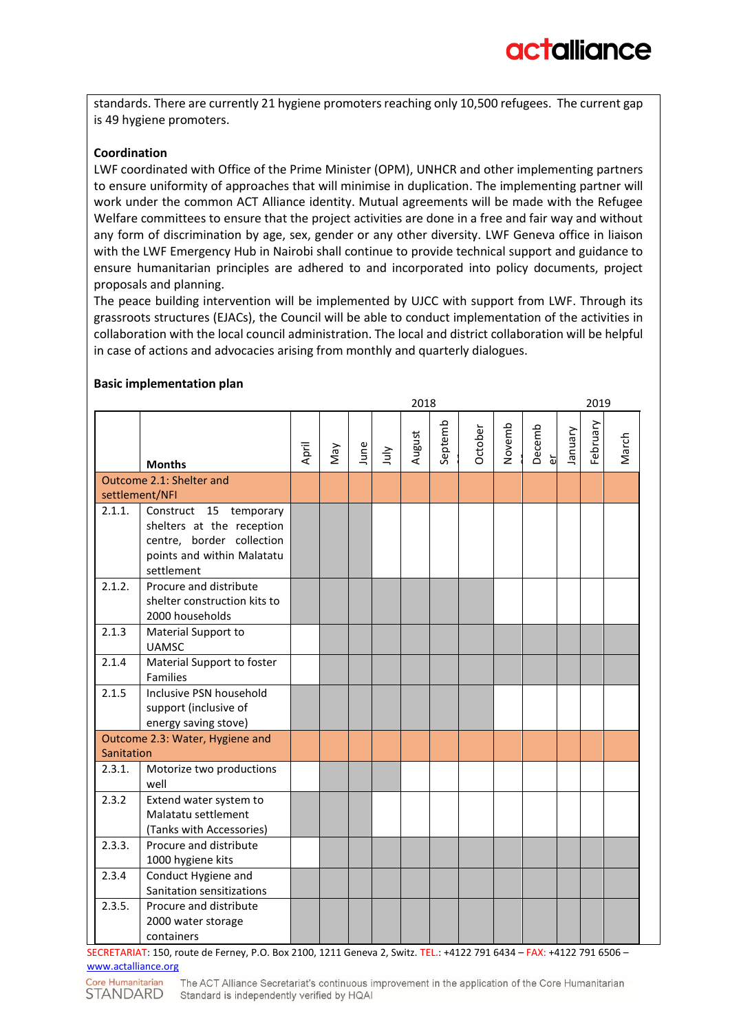standards. There are currently 21 hygiene promoters reaching only 10,500 refugees. The current gap is 49 hygiene promoters.

**Coordination**

LWF coordinated with Office of the Prime Minister (OPM), UNHCR and other implementing partners to ensure uniformity of approaches that will minimise in duplication. The implementing partner will work under the common ACT Alliance identity. Mutual agreements will be made with the Refugee Welfare committees to ensure that the project activities are done in a free and fair way and without any form of discrimination by age, sex, gender or any other diversity. LWF Geneva office in liaison with the LWF Emergency Hub in Nairobi shall continue to provide technical support and guidance to ensure humanitarian principles are adhered to and incorporated into policy documents, project proposals and planning.

The peace building intervention will be implemented by UJCC with support from LWF. Through its grassroots structures (EJACs), the Council will be able to conduct implementation of the activities in collaboration with the local council administration. The local and district collaboration will be helpful in case of actions and advocacies arising from monthly and quarterly dialogues.

**Basic implementation plan**

| | | 2018 | | | | | | | | | 2019 | | |
|---|---|---|---|---|---|---|---|---|---|---|---|---|---|
| | **Months** | April | May | June | July | August | Septemb | October | Novemb | Decemb er | January | February | March |
| Outcome 2.1: Shelter and settlement/NFI | | | | | | | | | | | | | |
| 2.1.1. | Construct 15 temporary shelters at the reception centre, border collection points and within Malatatu settlement | X | X | X | | | | | | | | | |
| 2.1.2. | Procure and distribute shelter construction kits to 2000 households | X | X | X | X | X | X | X | | | | | |
| 2.1.3 | Material Support to UAMSC | | X | X | X | X | X | X | X | X | X | X | X |
| 2.1.4 | Material Support to foster Families | | X | X | X | X | X | X | X | X | X | X | X |
| 2.1.5 | Inclusive PSN household support (inclusive of energy saving stove) | X | X | X | X | X | X | X | | | | | |
| Outcome 2.3: Water, Hygiene and Sanitation | | | | | | | | | | | | | |
| 2.3.1. | Motorize two productions well | | X | X | X | | | | | | | | |
| 2.3.2 | Extend water system to Malatatu settlement (Tanks with Accessories) | X | X | X | | | | | | | | | |
| 2.3.3. | Procure and distribute 1000 hygiene kits | | X | X | X | X | X | X | X | X | X | X | X |
| 2.3.4 | Conduct Hygiene and Sanitation sensitizations | X | X | X | X | X | X | X | X | X | X | X | X |
| 2.3.5. | Procure and distribute 2000 water storage containers | X | X | X | X | X | X | X | X | X | X | X | X |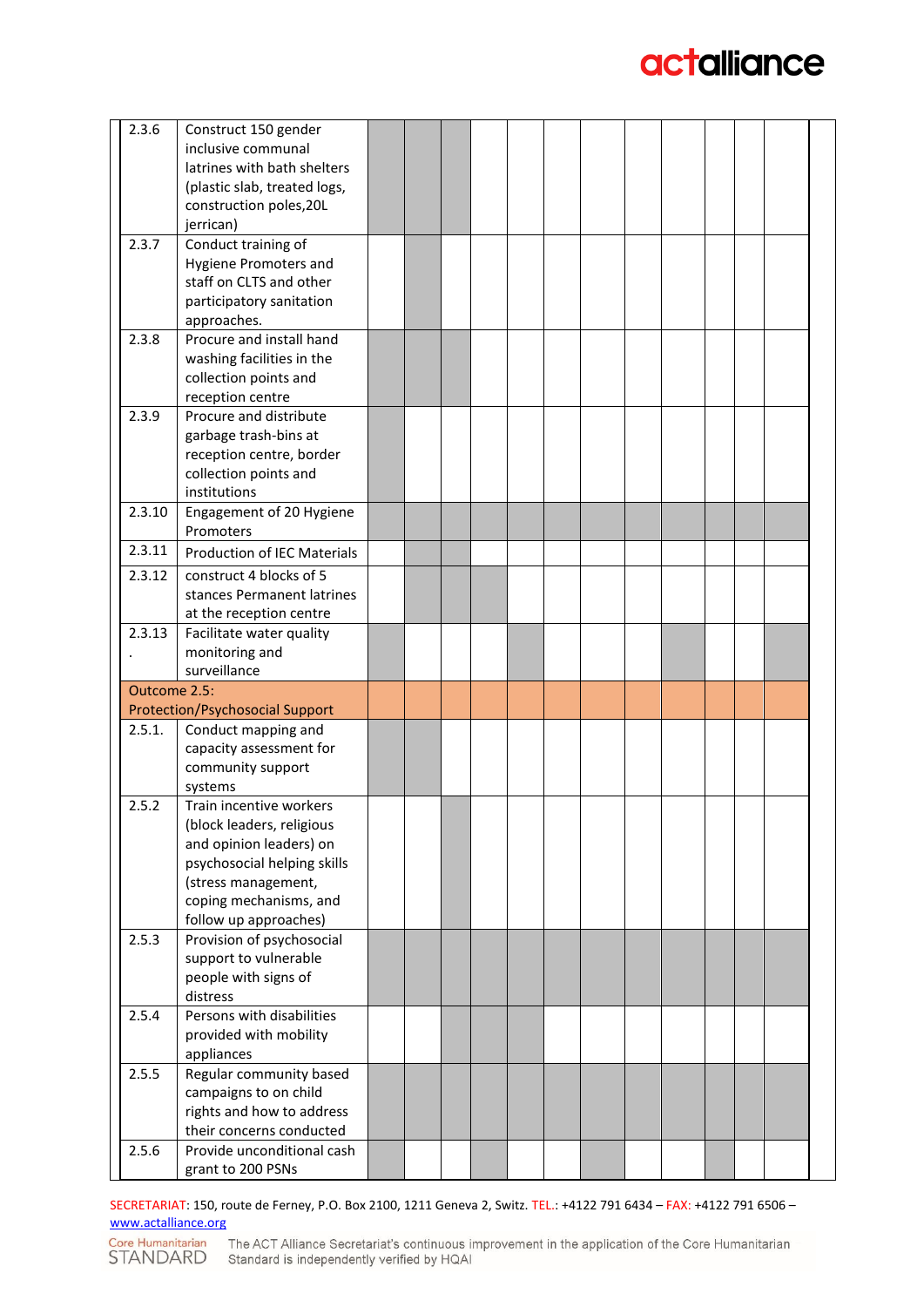| | | | | | | | | | | | | | | |
|---|---|---|---|---|---|---|---|---|---|---|---|---|---|---|
| 2.3.6 | Construct 150 gender inclusive communal latrines with bath shelters (plastic slab, treated logs, construction poles,20L jerrican) | | | | | | | | | | | | | |
| 2.3.7 | Conduct training of Hygiene Promoters and staff on CLTS and other participatory sanitation approaches. | | | | | | | | | | | | | |
| 2.3.8 | Procure and install hand washing facilities in the collection points and reception centre | | | | | | | | | | | | | |
| 2.3.9 | Procure and distribute garbage trash-bins at reception centre, border collection points and institutions | | | | | | | | | | | | | |
| 2.3.10 | Engagement of 20 Hygiene Promoters | | | | | | | | | | | | | |
| 2.3.11 | Production of IEC Materials | | | | | | | | | | | | | |
| 2.3.12 | construct 4 blocks of 5 stances Permanent latrines at the reception centre | | | | | | | | | | | | | |
| 2.3.13 . | Facilitate water quality monitoring and surveillance | | | | | | | | | | | | | |
| Outcome 2.5: Protection/Psychosocial Support | | | | | | | | | | | | | | |
| 2.5.1. | Conduct mapping and capacity assessment for community support systems | | | | | | | | | | | | | |
| 2.5.2 | Train incentive workers (block leaders, religious and opinion leaders) on psychosocial helping skills (stress management, coping mechanisms, and follow up approaches) | | | | | | | | | | | | | |
| 2.5.3 | Provision of psychosocial support to vulnerable people with signs of distress | | | | | | | | | | | | | |
| 2.5.4 | Persons with disabilities provided with mobility appliances | | | | | | | | | | | | | |
| 2.5.5 | Regular community based campaigns to on child rights and how to address their concerns conducted | | | | | | | | | | | | | |
| 2.5.6 | Provide unconditional cash grant to 200 PSNs | | | | | | | | | | | | | |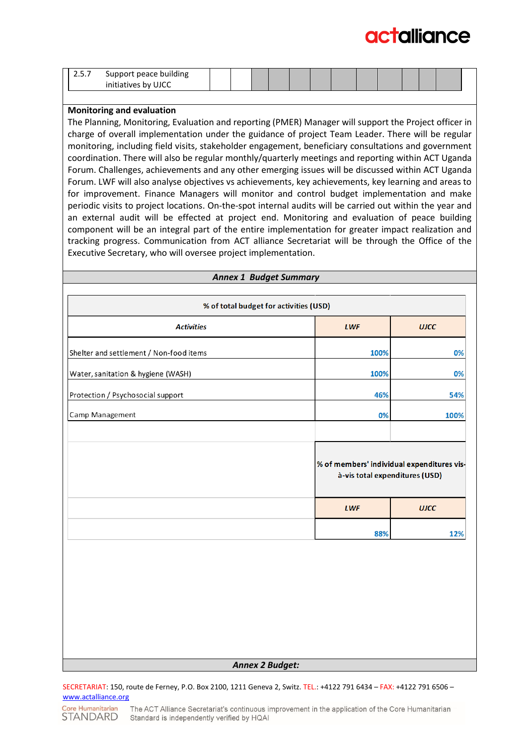| 2.5.7 | Support peace building initiatives by UJCC | | | | | | | | | | | | |
|---|---|---|---|---|---|---|---|---|---|---|---|---|---|

**Monitoring and evaluation**

The Planning, Monitoring, Evaluation and reporting (PMER) Manager will support the Project officer in charge of overall implementation under the guidance of project Team Leader. There will be regular monitoring, including field visits, stakeholder engagement, beneficiary consultations and government coordination. There will also be regular monthly/quarterly meetings and reporting within ACT Uganda Forum. Challenges, achievements and any other emerging issues will be discussed within ACT Uganda Forum. LWF will also analyse objectives vs achievements, key achievements, key learning and areas to for improvement. Finance Managers will monitor and control budget implementation and make periodic visits to project locations. On-the-spot internal audits will be carried out within the year and an external audit will be effected at project end. Monitoring and evaluation of peace building component will be an integral part of the entire implementation for greater impact realization and tracking progress. Communication from ACT alliance Secretariat will be through the Office of the Executive Secretary, who will oversee project implementation.

## *Annex 1 Budget Summary*

| % of total budget for activities (USD) | | |
|---|---|---|
| ***Activities*** | ***LWF*** | ***UJCC*** |
| Shelter and settlement / Non-food items | 100% | 0% |
| Water, sanitation & hygiene (WASH) | 100% | 0% |
| Protection / Psychosocial support | 46% | 54% |
| Camp Management | 0% | 100% |
| | | |
| | **% of members' individual expenditures vis-à-vis total expenditures (USD)** | |
| | ***LWF*** | ***UJCC*** |
| | 88% | 12% |

## *Annex 2 Budget:*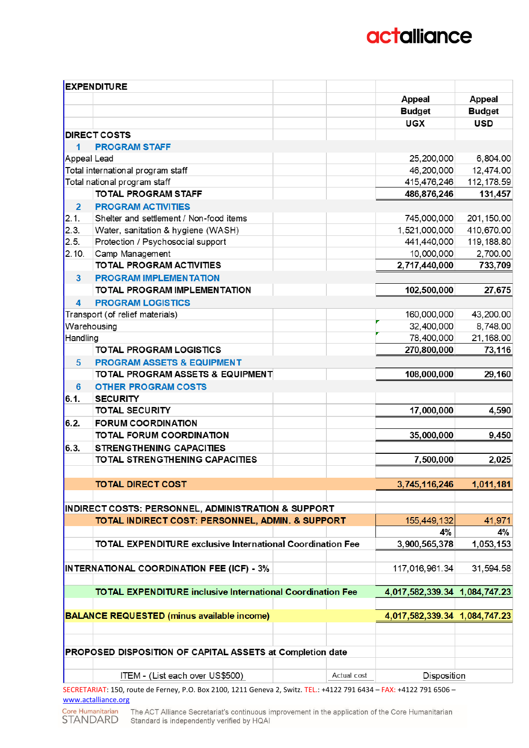| EXPENDITURE | | | | | |
|---|---|---|---|---|---|
| | | | | Appeal Budget UGX | Appeal Budget USD |
| **DIRECT COSTS** | | | | | |
| 1 | **PROGRAM STAFF** | | | | |
| Appeal Lead | | | | 25,200,000 | 6,804.00 |
| Total international program staff | | | | 46,200,000 | 12,474.00 |
| Total national program staff | | | | 415,476,246 | 112,178.59 |
| | **TOTAL PROGRAM STAFF** | | | **486,876,246** | **131,457** |
| 2 | **PROGRAM ACTIVITIES** | | | | |
| 2.1. | Shelter and settlement / Non-food items | | | 745,000,000 | 201,150.00 |
| 2.3. | Water, sanitation & hygiene (WASH) | | | 1,521,000,000 | 410,670.00 |
| 2.5. | Protection / Psychosocial support | | | 441,440,000 | 119,188.80 |
| 2.10. | Camp Management | | | 10,000,000 | 2,700.00 |
| | **TOTAL PROGRAM ACTIVITIES** | | | **2,717,440,000** | **733,709** |
| 3 | **PROGRAM IMPLEMENTATION** | | | | |
| | **TOTAL PROGRAM IMPLEMENTATION** | | | **102,500,000** | **27,675** |
| 4 | **PROGRAM LOGISTICS** | | | | |
| Transport (of relief materials) | | | | 160,000,000 | 43,200.00 |
| Warehousing | | | | 32,400,000 | 8,748.00 |
| Handling | | | | 78,400,000 | 21,168.00 |
| | **TOTAL PROGRAM LOGISTICS** | | | **270,800,000** | **73,116** |
| 5 | **PROGRAM ASSETS & EQUIPMENT** | | | | |
| | **TOTAL PROGRAM ASSETS & EQUIPMENT** | | | **108,000,000** | **29,160** |
| 6 | **OTHER PROGRAM COSTS** | | | | |
| 6.1. | **SECURITY** | | | | |
| | **TOTAL SECURITY** | | | **17,000,000** | **4,590** |
| 6.2. | **FORUM COORDINATION** | | | | |
| | **TOTAL FORUM COORDINATION** | | | **35,000,000** | **9,450** |
| 6.3. | **STRENGTHENING CAPACITIES** | | | | |
| | **TOTAL STRENGTHENING CAPACITIES** | | | **7,500,000** | **2,025** |
| | | | | | |
| | **TOTAL DIRECT COST** | | | **3,745,116,246** | **1,011,181** |
| | | | | | |
| **INDIRECT COSTS: PERSONNEL, ADMINISTRATION & SUPPORT** | | | | | |
| | **TOTAL INDIRECT COST: PERSONNEL, ADMIN. & SUPPORT** | | | 155,449,132 | 41,971 |
| | | | | **4%** | **4%** |
| | **TOTAL EXPENDITURE exclusive International Coordination Fee** | | | **3,900,565,378** | **1,053,153** |
| | | | | | |
| **INTERNATIONAL COORDINATION FEE (ICF) - 3%** | | | | 117,016,961.34 | 31,594.58 |
| | | | | | |
| | **TOTAL EXPENDITURE inclusive International Coordination Fee** | | | **4,017,582,339.34** | **1,084,747.23** |
| | | | | | |
| **BALANCE REQUESTED** (minus available income) | | | | **4,017,582,339.34** | **1,084,747.23** |
| | | | | | |
| **PROPOSED DISPOSITION OF CAPITAL ASSETS at Completion date** | | | | | |
| | ITEM - (List each over US$500) | | Actual cost | Disposition | |

SECRETARIAT: 150, route de Ferney, P.O. Box 2100, 1211 Geneva 2, Switz. TEL.: +4122 791 6434 – FAX: +4122 791 6506 – www.actalliance.org

Core Humanitarian STANDARD — The ACT Alliance Secretariat's continuous improvement in the application of the Core Humanitarian Standard is independently verified by HQAI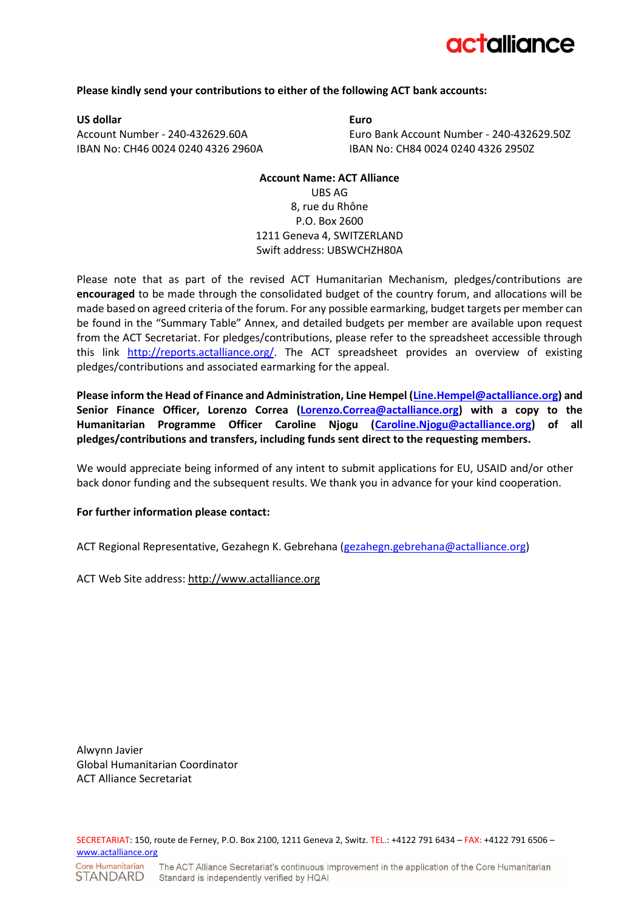**Please kindly send your contributions to either of the following ACT bank accounts:**

**US dollar**
Account Number - 240-432629.60A
IBAN No: CH46 0024 0240 4326 2960A

**Euro**
Euro Bank Account Number - 240-432629.50Z
IBAN No: CH84 0024 0240 4326 2950Z

**Account Name: ACT Alliance**
UBS AG
8, rue du Rhône
P.O. Box 2600
1211 Geneva 4, SWITZERLAND
Swift address: UBSWCHZH80A

Please note that as part of the revised ACT Humanitarian Mechanism, pledges/contributions are **encouraged** to be made through the consolidated budget of the country forum, and allocations will be made based on agreed criteria of the forum. For any possible earmarking, budget targets per member can be found in the "Summary Table" Annex, and detailed budgets per member are available upon request from the ACT Secretariat. For pledges/contributions, please refer to the spreadsheet accessible through this link http://reports.actalliance.org/. The ACT spreadsheet provides an overview of existing pledges/contributions and associated earmarking for the appeal.

**Please inform the Head of Finance and Administration, Line Hempel (Line.Hempel@actalliance.org) and Senior Finance Officer, Lorenzo Correa (Lorenzo.Correa@actalliance.org) with a copy to the Humanitarian Programme Officer Caroline Njogu (Caroline.Njogu@actalliance.org) of all pledges/contributions and transfers, including funds sent direct to the requesting members.**

We would appreciate being informed of any intent to submit applications for EU, USAID and/or other back donor funding and the subsequent results. We thank you in advance for your kind cooperation.

**For further information please contact:**

ACT Regional Representative, Gezahegn K. Gebrehana (gezahegn.gebrehana@actalliance.org)

ACT Web Site address: http://www.actalliance.org

Alwynn Javier
Global Humanitarian Coordinator
ACT Alliance Secretariat

SECRETARIAT: 150, route de Ferney, P.O. Box 2100, 1211 Geneva 2, Switz. TEL.: +4122 791 6434 – FAX: +4122 791 6506 – www.actalliance.org

Core Humanitarian STANDARD — The ACT Alliance Secretariat's continuous improvement in the application of the Core Humanitarian Standard is independently verified by HQAI